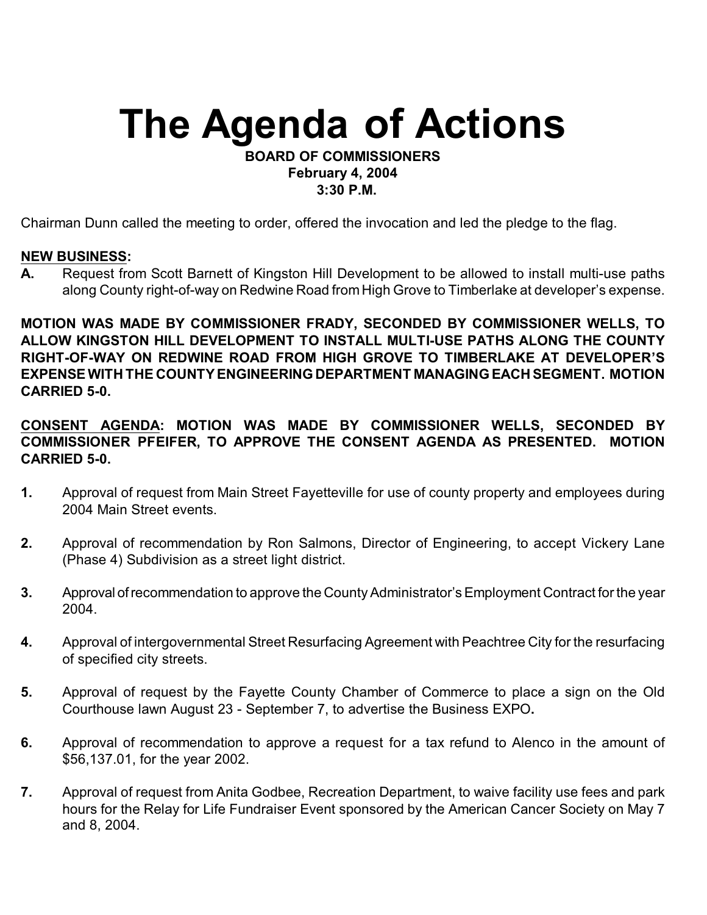# The Agenda of Actions

**BOARD OF COMMISSIONERS**
**February 4, 2004**
**3:30 P.M.**

Chairman Dunn called the meeting to order, offered the invocation and led the pledge to the flag.

**<u>NEW BUSINESS</u>:**

**A.** Request from Scott Barnett of Kingston Hill Development to be allowed to install multi-use paths along County right-of-way on Redwine Road from High Grove to Timberlake at developer's expense.

**MOTION WAS MADE BY COMMISSIONER FRADY, SECONDED BY COMMISSIONER WELLS, TO ALLOW KINGSTON HILL DEVELOPMENT TO INSTALL MULTI-USE PATHS ALONG THE COUNTY RIGHT-OF-WAY ON REDWINE ROAD FROM HIGH GROVE TO TIMBERLAKE AT DEVELOPER'S EXPENSE WITH THE COUNTY ENGINEERING DEPARTMENT MANAGING EACH SEGMENT. MOTION CARRIED 5-0.**

**<u>CONSENT AGENDA</u>: MOTION WAS MADE BY COMMISSIONER WELLS, SECONDED BY COMMISSIONER PFEIFER, TO APPROVE THE CONSENT AGENDA AS PRESENTED. MOTION CARRIED 5-0.**

**1.** Approval of request from Main Street Fayetteville for use of county property and employees during 2004 Main Street events.

**2.** Approval of recommendation by Ron Salmons, Director of Engineering, to accept Vickery Lane (Phase 4) Subdivision as a street light district.

**3.** Approval of recommendation to approve the County Administrator's Employment Contract for the year 2004.

**4.** Approval of intergovernmental Street Resurfacing Agreement with Peachtree City for the resurfacing of specified city streets.

**5.** Approval of request by the Fayette County Chamber of Commerce to place a sign on the Old Courthouse lawn August 23 - September 7, to advertise the Business EXPO**.**

**6.** Approval of recommendation to approve a request for a tax refund to Alenco in the amount of $56,137.01, for the year 2002.

**7.** Approval of request from Anita Godbee, Recreation Department, to waive facility use fees and park hours for the Relay for Life Fundraiser Event sponsored by the American Cancer Society on May 7 and 8, 2004.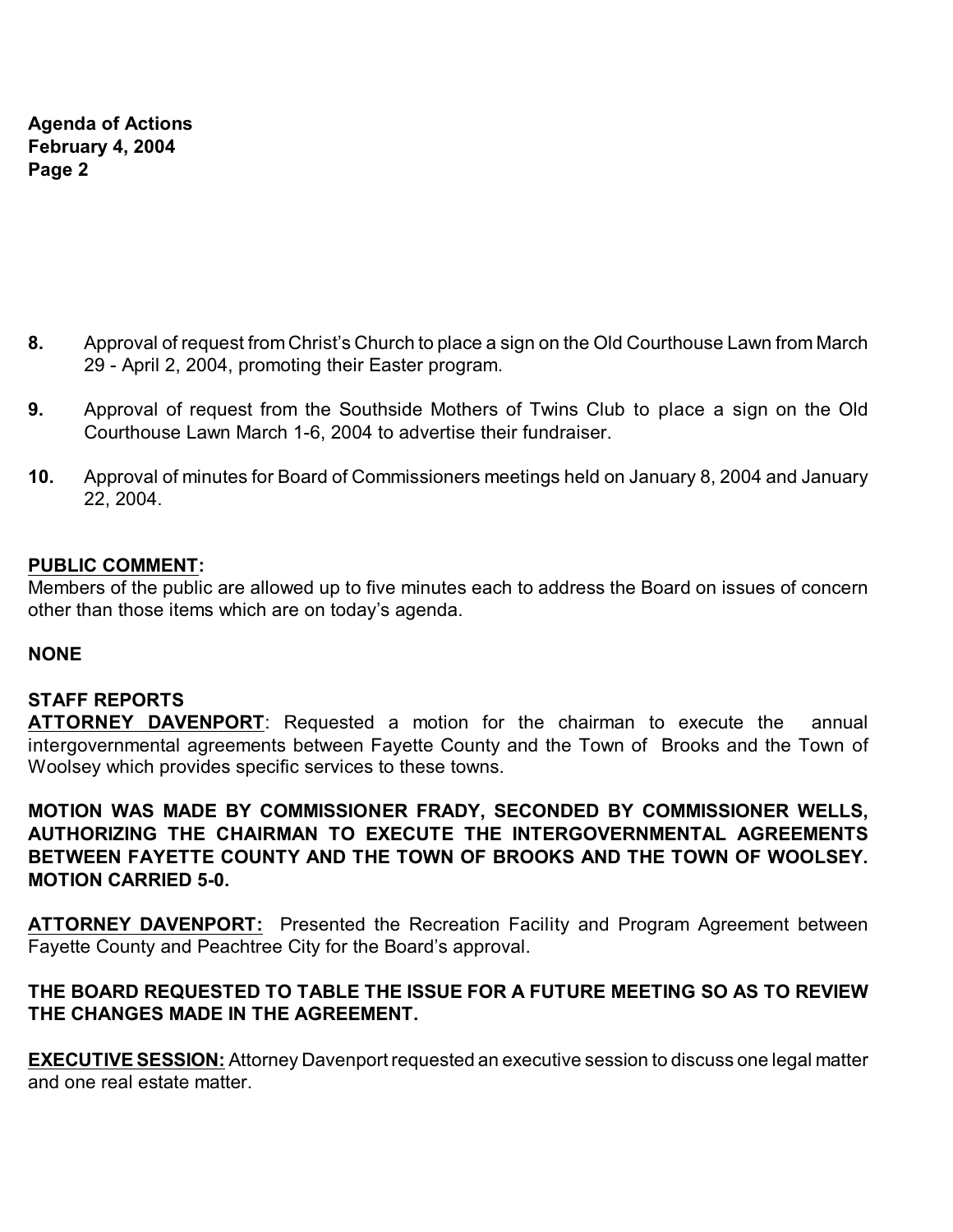8. Approval of request from Christ's Church to place a sign on the Old Courthouse Lawn from March 29 - April 2, 2004, promoting their Easter program.

9. Approval of request from the Southside Mothers of Twins Club to place a sign on the Old Courthouse Lawn March 1-6, 2004 to advertise their fundraiser.

10. Approval of minutes for Board of Commissioners meetings held on January 8, 2004 and January 22, 2004.

**PUBLIC COMMENT:**
Members of the public are allowed up to five minutes each to address the Board on issues of concern other than those items which are on today's agenda.

**NONE**

**STAFF REPORTS**
**ATTORNEY DAVENPORT**: Requested a motion for the chairman to execute the annual intergovernmental agreements between Fayette County and the Town of Brooks and the Town of Woolsey which provides specific services to these towns.

**MOTION WAS MADE BY COMMISSIONER FRADY, SECONDED BY COMMISSIONER WELLS, AUTHORIZING THE CHAIRMAN TO EXECUTE THE INTERGOVERNMENTAL AGREEMENTS BETWEEN FAYETTE COUNTY AND THE TOWN OF BROOKS AND THE TOWN OF WOOLSEY. MOTION CARRIED 5-0.**

**ATTORNEY DAVENPORT:** Presented the Recreation Facility and Program Agreement between Fayette County and Peachtree City for the Board's approval.

**THE BOARD REQUESTED TO TABLE THE ISSUE FOR A FUTURE MEETING SO AS TO REVIEW THE CHANGES MADE IN THE AGREEMENT.**

**EXECUTIVE SESSION:** Attorney Davenport requested an executive session to discuss one legal matter and one real estate matter.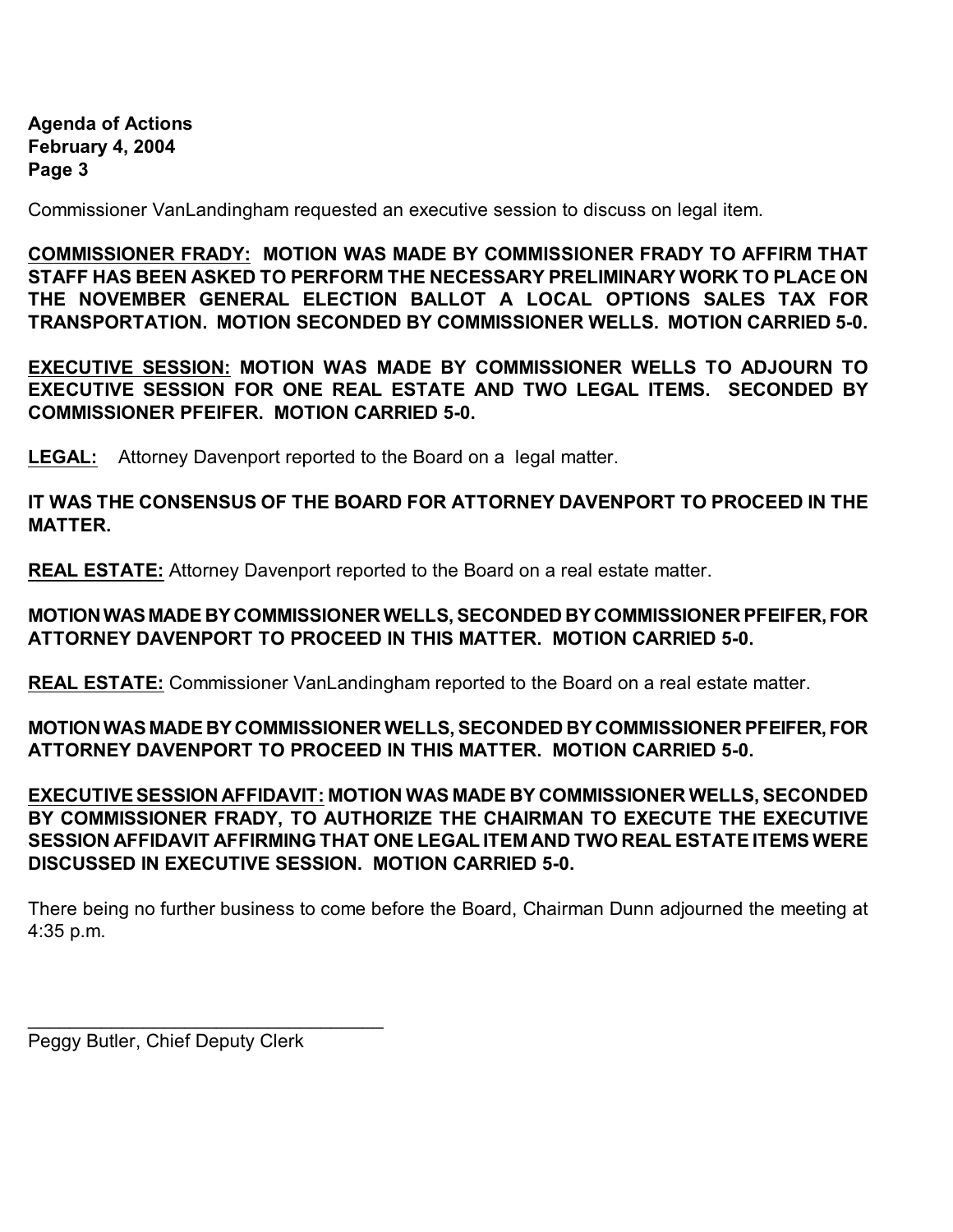Commissioner VanLandingham requested an executive session to discuss on legal item.

**COMMISSIONER FRADY: MOTION WAS MADE BY COMMISSIONER FRADY TO AFFIRM THAT STAFF HAS BEEN ASKED TO PERFORM THE NECESSARY PRELIMINARY WORK TO PLACE ON THE NOVEMBER GENERAL ELECTION BALLOT A LOCAL OPTIONS SALES TAX FOR TRANSPORTATION. MOTION SECONDED BY COMMISSIONER WELLS. MOTION CARRIED 5-0.**

**EXECUTIVE SESSION: MOTION WAS MADE BY COMMISSIONER WELLS TO ADJOURN TO EXECUTIVE SESSION FOR ONE REAL ESTATE AND TWO LEGAL ITEMS. SECONDED BY COMMISSIONER PFEIFER. MOTION CARRIED 5-0.**

**LEGAL:** Attorney Davenport reported to the Board on a legal matter.

**IT WAS THE CONSENSUS OF THE BOARD FOR ATTORNEY DAVENPORT TO PROCEED IN THE MATTER.**

**REAL ESTATE:** Attorney Davenport reported to the Board on a real estate matter.

**MOTION WAS MADE BY COMMISSIONER WELLS, SECONDED BY COMMISSIONER PFEIFER, FOR ATTORNEY DAVENPORT TO PROCEED IN THIS MATTER. MOTION CARRIED 5-0.**

**REAL ESTATE:** Commissioner VanLandingham reported to the Board on a real estate matter.

**MOTION WAS MADE BY COMMISSIONER WELLS, SECONDED BY COMMISSIONER PFEIFER, FOR ATTORNEY DAVENPORT TO PROCEED IN THIS MATTER. MOTION CARRIED 5-0.**

**EXECUTIVE SESSION AFFIDAVIT: MOTION WAS MADE BY COMMISSIONER WELLS, SECONDED BY COMMISSIONER FRADY, TO AUTHORIZE THE CHAIRMAN TO EXECUTE THE EXECUTIVE SESSION AFFIDAVIT AFFIRMING THAT ONE LEGAL ITEM AND TWO REAL ESTATE ITEMS WERE DISCUSSED IN EXECUTIVE SESSION. MOTION CARRIED 5-0.**

There being no further business to come before the Board, Chairman Dunn adjourned the meeting at 4:35 p.m.

___________________________________

Peggy Butler, Chief Deputy Clerk